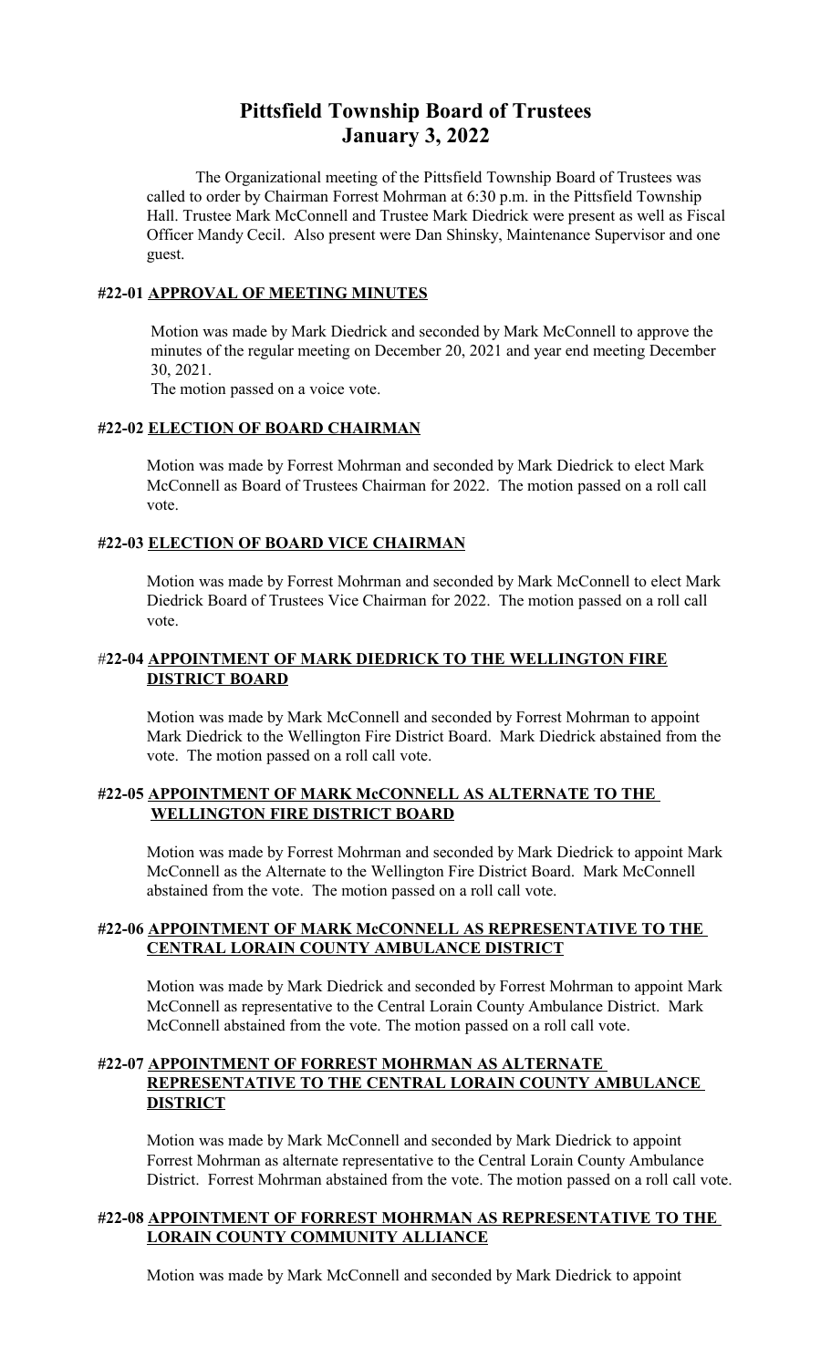# Pittsfield Township Board of Trustees
# January 3, 2022

The Organizational meeting of the Pittsfield Township Board of Trustees was called to order by Chairman Forrest Mohrman at 6:30 p.m. in the Pittsfield Township Hall. Trustee Mark McConnell and Trustee Mark Diedrick were present as well as Fiscal Officer Mandy Cecil. Also present were Dan Shinsky, Maintenance Supervisor and one guest.

### #22-01 APPROVAL OF MEETING MINUTES

Motion was made by Mark Diedrick and seconded by Mark McConnell to approve the minutes of the regular meeting on December 20, 2021 and year end meeting December 30, 2021.
The motion passed on a voice vote.

### #22-02 ELECTION OF BOARD CHAIRMAN

Motion was made by Forrest Mohrman and seconded by Mark Diedrick to elect Mark McConnell as Board of Trustees Chairman for 2022. The motion passed on a roll call vote.

### #22-03 ELECTION OF BOARD VICE CHAIRMAN

Motion was made by Forrest Mohrman and seconded by Mark McConnell to elect Mark Diedrick Board of Trustees Vice Chairman for 2022. The motion passed on a roll call vote.

### #22-04 APPOINTMENT OF MARK DIEDRICK TO THE WELLINGTON FIRE DISTRICT BOARD

Motion was made by Mark McConnell and seconded by Forrest Mohrman to appoint Mark Diedrick to the Wellington Fire District Board. Mark Diedrick abstained from the vote. The motion passed on a roll call vote.

### #22-05 APPOINTMENT OF MARK McCONNELL AS ALTERNATE TO THE WELLINGTON FIRE DISTRICT BOARD

Motion was made by Forrest Mohrman and seconded by Mark Diedrick to appoint Mark McConnell as the Alternate to the Wellington Fire District Board. Mark McConnell abstained from the vote. The motion passed on a roll call vote.

### #22-06 APPOINTMENT OF MARK McCONNELL AS REPRESENTATIVE TO THE CENTRAL LORAIN COUNTY AMBULANCE DISTRICT

Motion was made by Mark Diedrick and seconded by Forrest Mohrman to appoint Mark McConnell as representative to the Central Lorain County Ambulance District. Mark McConnell abstained from the vote. The motion passed on a roll call vote.

### #22-07 APPOINTMENT OF FORREST MOHRMAN AS ALTERNATE REPRESENTATIVE TO THE CENTRAL LORAIN COUNTY AMBULANCE DISTRICT

Motion was made by Mark McConnell and seconded by Mark Diedrick to appoint Forrest Mohrman as alternate representative to the Central Lorain County Ambulance District. Forrest Mohrman abstained from the vote. The motion passed on a roll call vote.

### #22-08 APPOINTMENT OF FORREST MOHRMAN AS REPRESENTATIVE TO THE LORAIN COUNTY COMMUNITY ALLIANCE

Motion was made by Mark McConnell and seconded by Mark Diedrick to appoint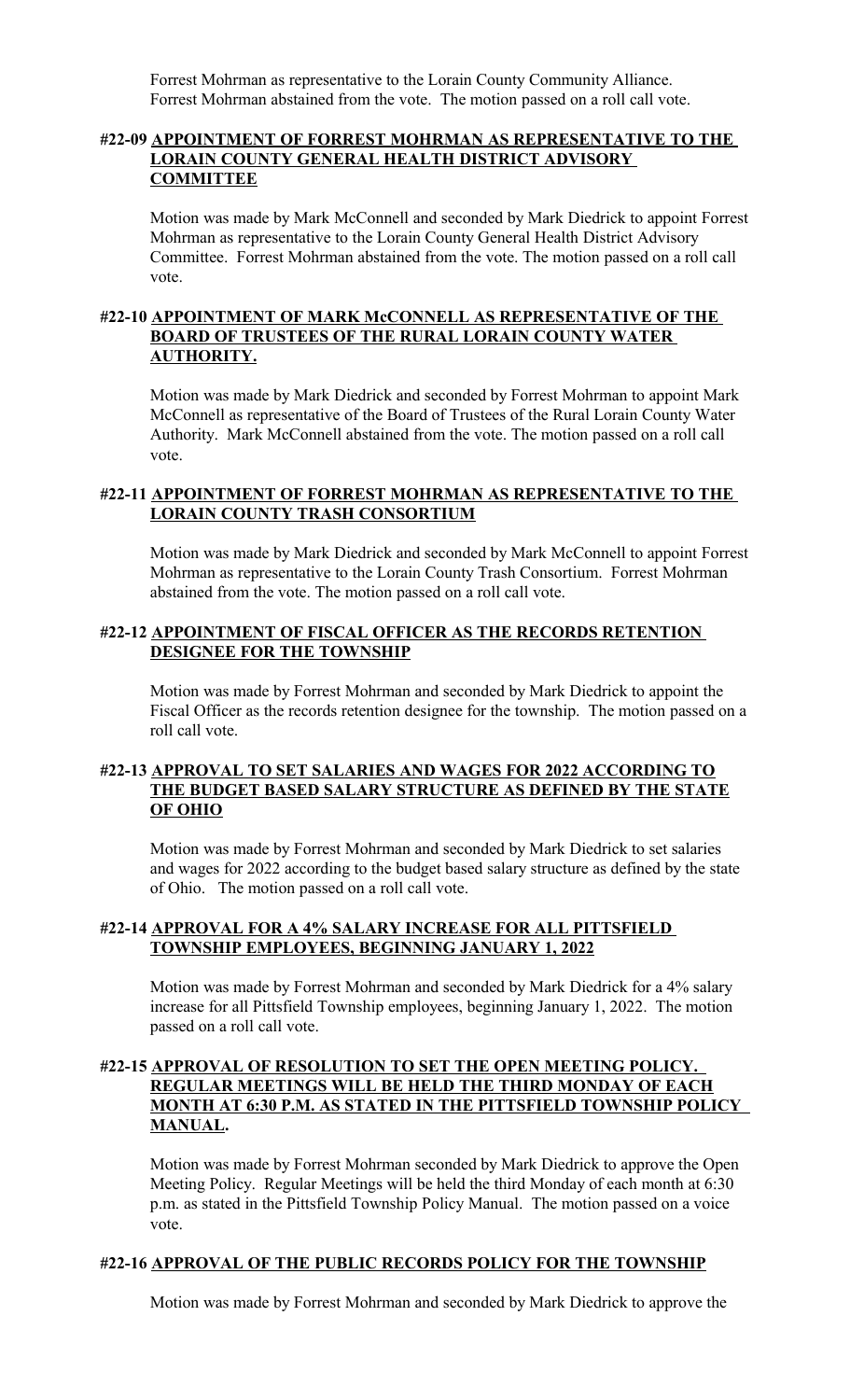Forrest Mohrman as representative to the Lorain County Community Alliance. Forrest Mohrman abstained from the vote. The motion passed on a roll call vote.

#### #22-09 **APPOINTMENT OF FORREST MOHRMAN AS REPRESENTATIVE TO THE LORAIN COUNTY GENERAL HEALTH DISTRICT ADVISORY COMMITTEE**

Motion was made by Mark McConnell and seconded by Mark Diedrick to appoint Forrest Mohrman as representative to the Lorain County General Health District Advisory Committee. Forrest Mohrman abstained from the vote. The motion passed on a roll call vote.

#### #22-10 **APPOINTMENT OF MARK McCONNELL AS REPRESENTATIVE OF THE BOARD OF TRUSTEES OF THE RURAL LORAIN COUNTY WATER AUTHORITY.**

Motion was made by Mark Diedrick and seconded by Forrest Mohrman to appoint Mark McConnell as representative of the Board of Trustees of the Rural Lorain County Water Authority. Mark McConnell abstained from the vote. The motion passed on a roll call vote.

#### #22-11 **APPOINTMENT OF FORREST MOHRMAN AS REPRESENTATIVE TO THE LORAIN COUNTY TRASH CONSORTIUM**

Motion was made by Mark Diedrick and seconded by Mark McConnell to appoint Forrest Mohrman as representative to the Lorain County Trash Consortium. Forrest Mohrman abstained from the vote. The motion passed on a roll call vote.

#### #22-12 **APPOINTMENT OF FISCAL OFFICER AS THE RECORDS RETENTION DESIGNEE FOR THE TOWNSHIP**

Motion was made by Forrest Mohrman and seconded by Mark Diedrick to appoint the Fiscal Officer as the records retention designee for the township. The motion passed on a roll call vote.

#### #22-13 **APPROVAL TO SET SALARIES AND WAGES FOR 2022 ACCORDING TO THE BUDGET BASED SALARY STRUCTURE AS DEFINED BY THE STATE OF OHIO**

Motion was made by Forrest Mohrman and seconded by Mark Diedrick to set salaries and wages for 2022 according to the budget based salary structure as defined by the state of Ohio. The motion passed on a roll call vote.

#### #22-14 **APPROVAL FOR A 4% SALARY INCREASE FOR ALL PITTSFIELD TOWNSHIP EMPLOYEES, BEGINNING JANUARY 1, 2022**

Motion was made by Forrest Mohrman and seconded by Mark Diedrick for a 4% salary increase for all Pittsfield Township employees, beginning January 1, 2022. The motion passed on a roll call vote.

#### #22-15 **APPROVAL OF RESOLUTION TO SET THE OPEN MEETING POLICY. REGULAR MEETINGS WILL BE HELD THE THIRD MONDAY OF EACH MONTH AT 6:30 P.M. AS STATED IN THE PITTSFIELD TOWNSHIP POLICY MANUAL.**

Motion was made by Forrest Mohrman seconded by Mark Diedrick to approve the Open Meeting Policy. Regular Meetings will be held the third Monday of each month at 6:30 p.m. as stated in the Pittsfield Township Policy Manual. The motion passed on a voice vote.

#### #22-16 **APPROVAL OF THE PUBLIC RECORDS POLICY FOR THE TOWNSHIP**

Motion was made by Forrest Mohrman and seconded by Mark Diedrick to approve the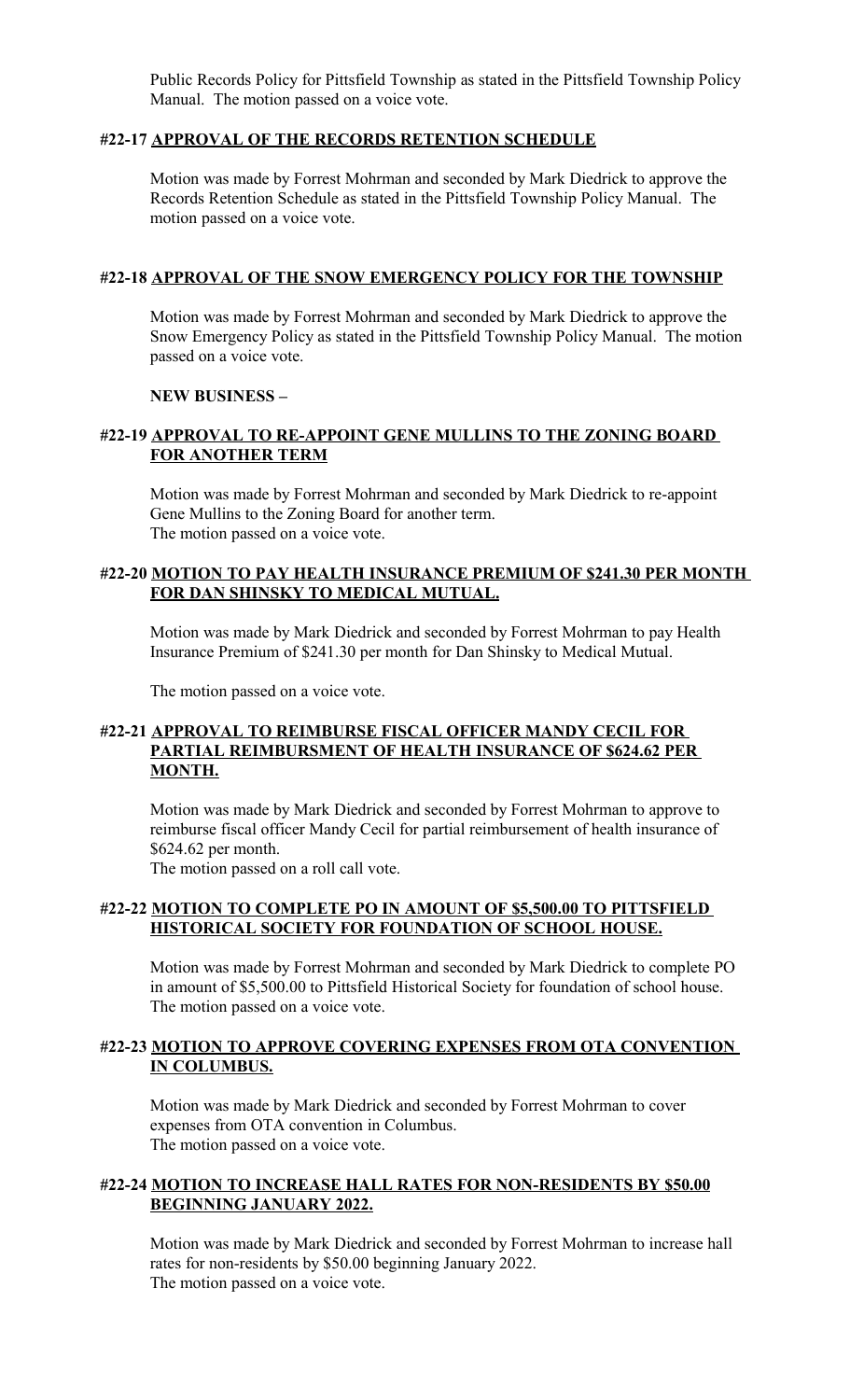Public Records Policy for Pittsfield Township as stated in the Pittsfield Township Policy Manual. The motion passed on a voice vote.

**#22-17 APPROVAL OF THE RECORDS RETENTION SCHEDULE**

Motion was made by Forrest Mohrman and seconded by Mark Diedrick to approve the Records Retention Schedule as stated in the Pittsfield Township Policy Manual. The motion passed on a voice vote.

**#22-18 APPROVAL OF THE SNOW EMERGENCY POLICY FOR THE TOWNSHIP**

Motion was made by Forrest Mohrman and seconded by Mark Diedrick to approve the Snow Emergency Policy as stated in the Pittsfield Township Policy Manual. The motion passed on a voice vote.

**NEW BUSINESS –**

**#22-19 APPROVAL TO RE-APPOINT GENE MULLINS TO THE ZONING BOARD FOR ANOTHER TERM**

Motion was made by Forrest Mohrman and seconded by Mark Diedrick to re-appoint Gene Mullins to the Zoning Board for another term.
The motion passed on a voice vote.

**#22-20 MOTION TO PAY HEALTH INSURANCE PREMIUM OF $241.30 PER MONTH FOR DAN SHINSKY TO MEDICAL MUTUAL.**

Motion was made by Mark Diedrick and seconded by Forrest Mohrman to pay Health Insurance Premium of $241.30 per month for Dan Shinsky to Medical Mutual.

The motion passed on a voice vote.

**#22-21 APPROVAL TO REIMBURSE FISCAL OFFICER MANDY CECIL FOR PARTIAL REIMBURSMENT OF HEALTH INSURANCE OF $624.62 PER MONTH.**

Motion was made by Mark Diedrick and seconded by Forrest Mohrman to approve to reimburse fiscal officer Mandy Cecil for partial reimbursement of health insurance of $624.62 per month.
The motion passed on a roll call vote.

**#22-22 MOTION TO COMPLETE PO IN AMOUNT OF $5,500.00 TO PITTSFIELD HISTORICAL SOCIETY FOR FOUNDATION OF SCHOOL HOUSE.**

Motion was made by Forrest Mohrman and seconded by Mark Diedrick to complete PO in amount of $5,500.00 to Pittsfield Historical Society for foundation of school house.
The motion passed on a voice vote.

**#22-23 MOTION TO APPROVE COVERING EXPENSES FROM OTA CONVENTION IN COLUMBUS.**

Motion was made by Mark Diedrick and seconded by Forrest Mohrman to cover expenses from OTA convention in Columbus.
The motion passed on a voice vote.

**#22-24 MOTION TO INCREASE HALL RATES FOR NON-RESIDENTS BY $50.00 BEGINNING JANUARY 2022.**

Motion was made by Mark Diedrick and seconded by Forrest Mohrman to increase hall rates for non-residents by $50.00 beginning January 2022.
The motion passed on a voice vote.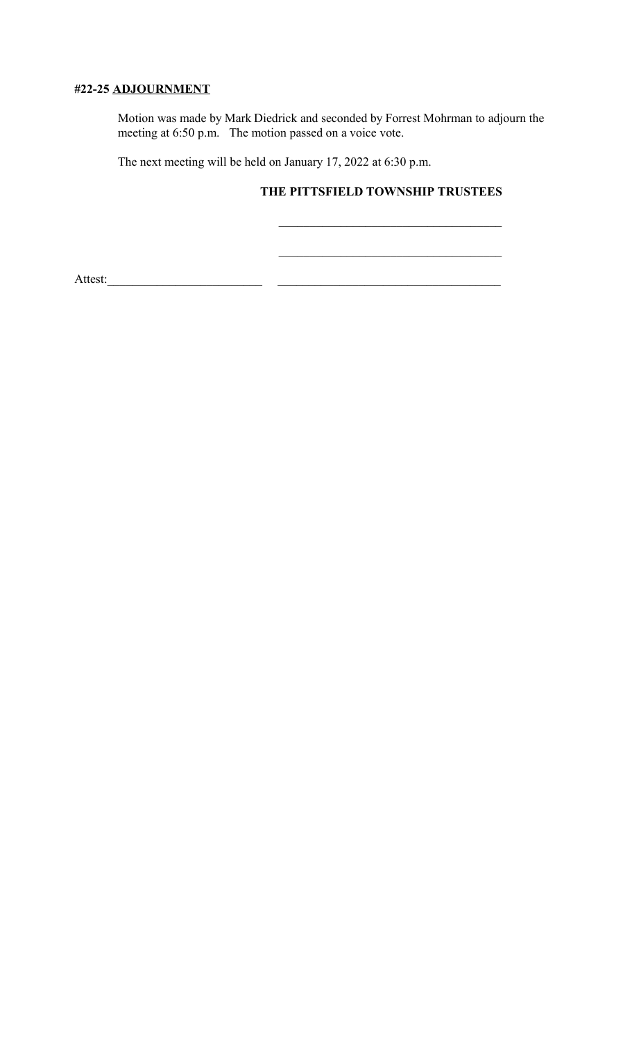**#22-25 <u>ADJOURNMENT</u>**

Motion was made by Mark Diedrick and seconded by Forrest Mohrman to adjourn the meeting at 6:50 p.m. The motion passed on a voice vote.

The next meeting will be held on January 17, 2022 at 6:30 p.m.

**THE PITTSFIELD TOWNSHIP TRUSTEES**

\_\_\_\_\_\_\_\_\_\_\_\_\_\_\_\_\_\_\_\_\_\_\_\_\_\_\_\_\_\_\_\_\_\_\_

\_\_\_\_\_\_\_\_\_\_\_\_\_\_\_\_\_\_\_\_\_\_\_\_\_\_\_\_\_\_\_\_\_\_\_

Attest:\_\_\_\_\_\_\_\_\_\_\_\_\_\_\_\_\_\_\_\_\_\_\_\_\_\_ \_\_\_\_\_\_\_\_\_\_\_\_\_\_\_\_\_\_\_\_\_\_\_\_\_\_\_\_\_\_\_\_\_\_\_